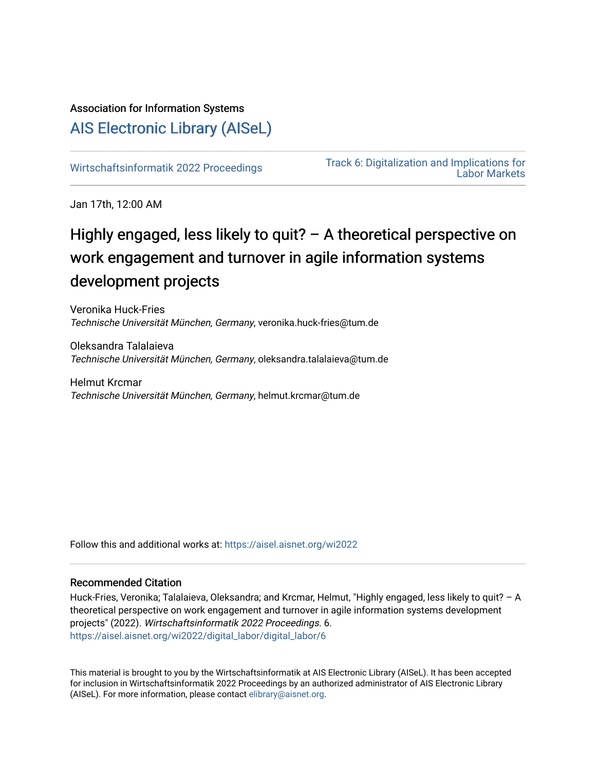Association for Information Systems

# [AIS Electronic Library (AISeL)](https://aisel.aisnet.org/)

[Wirtschaftsinformatik 2022 Proceedings](https://aisel.aisnet.org/wi2022)

[Track 6: Digitalization and Implications for Labor Markets](https://aisel.aisnet.org/wi2022/digital_labor)

Jan 17th, 12:00 AM

## Highly engaged, less likely to quit? – A theoretical perspective on work engagement and turnover in agile information systems development projects

Veronika Huck-Fries
*Technische Universität München, Germany*, veronika.huck-fries@tum.de

Oleksandra Talalaieva
*Technische Universität München, Germany*, oleksandra.talalaieva@tum.de

Helmut Krcmar
*Technische Universität München, Germany*, helmut.krcmar@tum.de

Follow this and additional works at: https://aisel.aisnet.org/wi2022

### Recommended Citation

Huck-Fries, Veronika; Talalaieva, Oleksandra; and Krcmar, Helmut, "Highly engaged, less likely to quit? – A theoretical perspective on work engagement and turnover in agile information systems development projects" (2022). *Wirtschaftsinformatik 2022 Proceedings*. 6.
https://aisel.aisnet.org/wi2022/digital_labor/digital_labor/6

This material is brought to you by the Wirtschaftsinformatik at AIS Electronic Library (AISeL). It has been accepted for inclusion in Wirtschaftsinformatik 2022 Proceedings by an authorized administrator of AIS Electronic Library (AISeL). For more information, please contact elibrary@aisnet.org.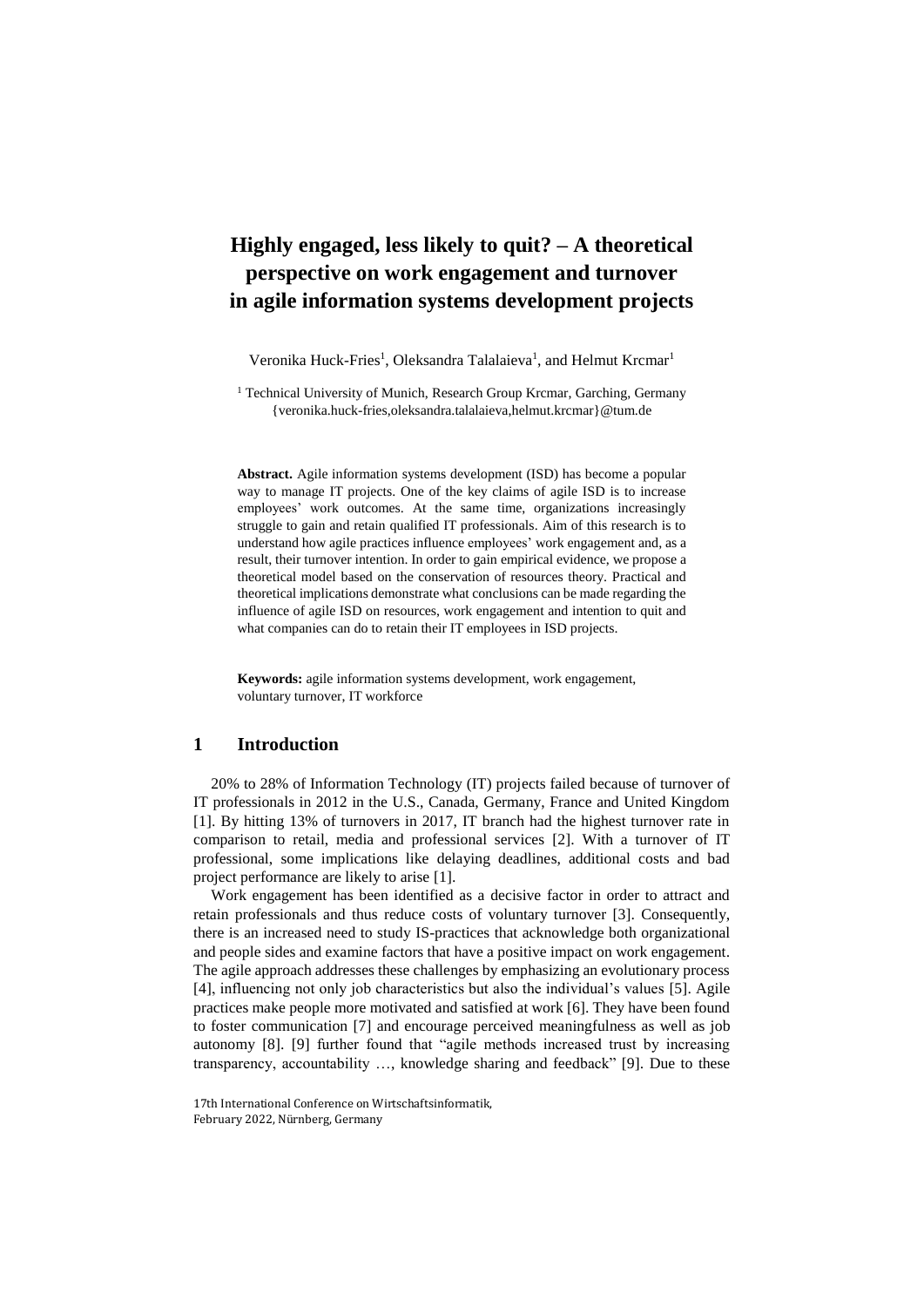# Highly engaged, less likely to quit? – A theoretical perspective on work engagement and turnover in agile information systems development projects

Veronika Huck-Fries[1], Oleksandra Talalaieva[1], and Helmut Krcmar[1]

[1] Technical University of Munich, Research Group Krcmar, Garching, Germany
{veronika.huck-fries,oleksandra.talalaieva,helmut.krcmar}@tum.de

**Abstract.** Agile information systems development (ISD) has become a popular way to manage IT projects. One of the key claims of agile ISD is to increase employees' work outcomes. At the same time, organizations increasingly struggle to gain and retain qualified IT professionals. Aim of this research is to understand how agile practices influence employees' work engagement and, as a result, their turnover intention. In order to gain empirical evidence, we propose a theoretical model based on the conservation of resources theory. Practical and theoretical implications demonstrate what conclusions can be made regarding the influence of agile ISD on resources, work engagement and intention to quit and what companies can do to retain their IT employees in ISD projects.

**Keywords:** agile information systems development, work engagement, voluntary turnover, IT workforce

## 1 Introduction

20% to 28% of Information Technology (IT) projects failed because of turnover of IT professionals in 2012 in the U.S., Canada, Germany, France and United Kingdom [1]. By hitting 13% of turnovers in 2017, IT branch had the highest turnover rate in comparison to retail, media and professional services [2]. With a turnover of IT professional, some implications like delaying deadlines, additional costs and bad project performance are likely to arise [1].

Work engagement has been identified as a decisive factor in order to attract and retain professionals and thus reduce costs of voluntary turnover [3]. Consequently, there is an increased need to study IS-practices that acknowledge both organizational and people sides and examine factors that have a positive impact on work engagement. The agile approach addresses these challenges by emphasizing an evolutionary process [4], influencing not only job characteristics but also the individual's values [5]. Agile practices make people more motivated and satisfied at work [6]. They have been found to foster communication [7] and encourage perceived meaningfulness as well as job autonomy [8]. [9] further found that "agile methods increased trust by increasing transparency, accountability …, knowledge sharing and feedback" [9]. Due to these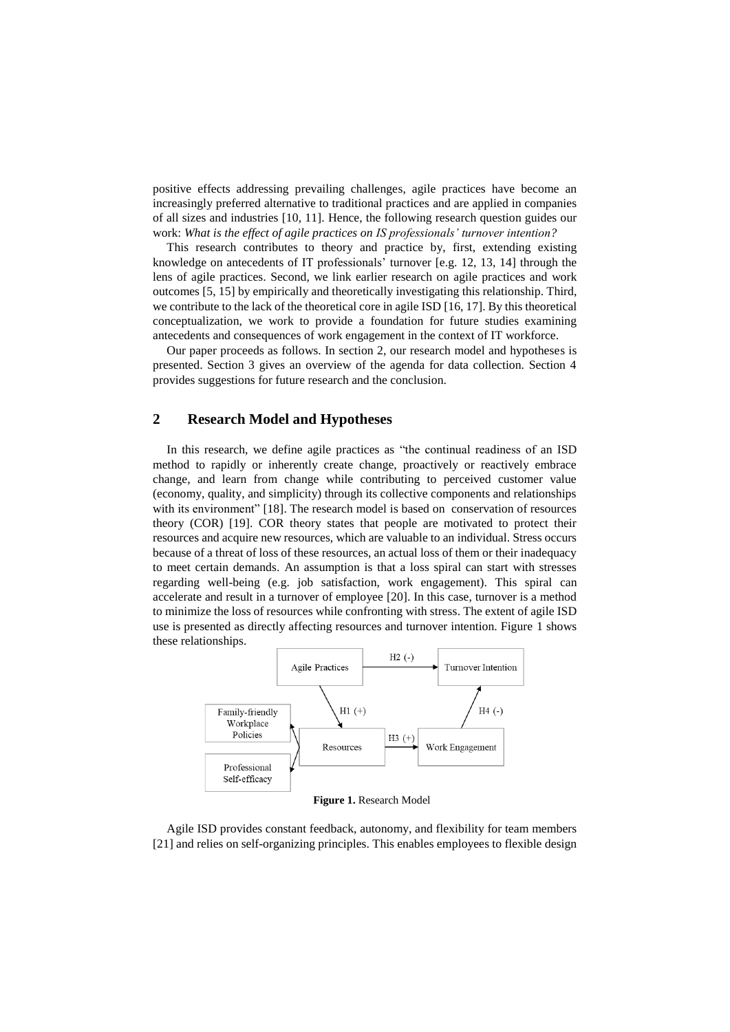positive effects addressing prevailing challenges, agile practices have become an increasingly preferred alternative to traditional practices and are applied in companies of all sizes and industries [10, 11]. Hence, the following research question guides our work: *What is the effect of agile practices on IS professionals' turnover intention?*

This research contributes to theory and practice by, first, extending existing knowledge on antecedents of IT professionals' turnover [e.g. 12, 13, 14] through the lens of agile practices. Second, we link earlier research on agile practices and work outcomes [5, 15] by empirically and theoretically investigating this relationship. Third, we contribute to the lack of the theoretical core in agile ISD [16, 17]. By this theoretical conceptualization, we work to provide a foundation for future studies examining antecedents and consequences of work engagement in the context of IT workforce.

Our paper proceeds as follows. In section 2, our research model and hypotheses is presented. Section 3 gives an overview of the agenda for data collection. Section 4 provides suggestions for future research and the conclusion.

## 2 Research Model and Hypotheses

In this research, we define agile practices as "the continual readiness of an ISD method to rapidly or inherently create change, proactively or reactively embrace change, and learn from change while contributing to perceived customer value (economy, quality, and simplicity) through its collective components and relationships with its environment" [18]. The research model is based on conservation of resources theory (COR) [19]. COR theory states that people are motivated to protect their resources and acquire new resources, which are valuable to an individual. Stress occurs because of a threat of loss of these resources, an actual loss of them or their inadequacy to meet certain demands. An assumption is that a loss spiral can start with stresses regarding well-being (e.g. job satisfaction, work engagement). This spiral can accelerate and result in a turnover of employee [20]. In this case, turnover is a method to minimize the loss of resources while confronting with stress. The extent of agile ISD use is presented as directly affecting resources and turnover intention. Figure 1 shows these relationships.

Agile Practices → H2 (-) → Turnover Intention

Agile Practices → H1 (+) → Resources

Resources → H3 (+) → Work Engagement

Work Engagement → H4 (-) → Turnover Intention

Resources: Family-friendly Workplace Policies; Professional Self-efficacy

**Figure 1.** Research Model

Agile ISD provides constant feedback, autonomy, and flexibility for team members [21] and relies on self-organizing principles. This enables employees to flexible design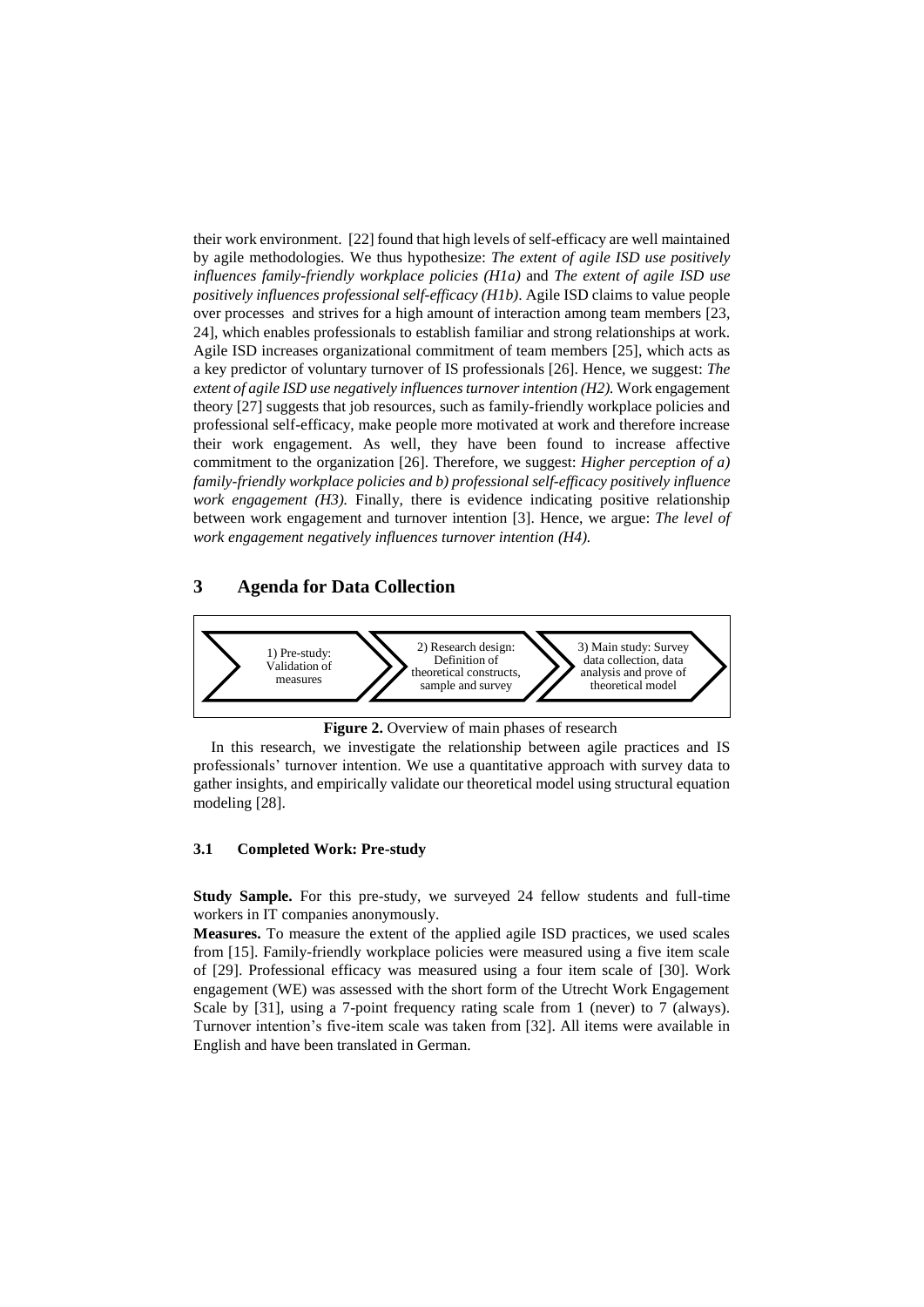their work environment. [22] found that high levels of self-efficacy are well maintained by agile methodologies. We thus hypothesize: *The extent of agile ISD use positively influences family-friendly workplace policies (H1a)* and *The extent of agile ISD use positively influences professional self-efficacy (H1b)*. Agile ISD claims to value people over processes and strives for a high amount of interaction among team members [23, 24], which enables professionals to establish familiar and strong relationships at work. Agile ISD increases organizational commitment of team members [25], which acts as a key predictor of voluntary turnover of IS professionals [26]. Hence, we suggest: *The extent of agile ISD use negatively influences turnover intention (H2).* Work engagement theory [27] suggests that job resources, such as family-friendly workplace policies and professional self-efficacy, make people more motivated at work and therefore increase their work engagement. As well, they have been found to increase affective commitment to the organization [26]. Therefore, we suggest: *Higher perception of a) family-friendly workplace policies and b) professional self-efficacy positively influence work engagement (H3).* Finally, there is evidence indicating positive relationship between work engagement and turnover intention [3]. Hence, we argue: *The level of work engagement negatively influences turnover intention (H4).*

## 3 Agenda for Data Collection

1) Pre-study: Validation of measures → 2) Research design: Definition of theoretical constructs, sample and survey → 3) Main study: Survey data collection, data analysis and prove of theoretical model

**Figure 2.** Overview of main phases of research

In this research, we investigate the relationship between agile practices and IS professionals' turnover intention. We use a quantitative approach with survey data to gather insights, and empirically validate our theoretical model using structural equation modeling [28].

### 3.1 Completed Work: Pre-study

**Study Sample.** For this pre-study, we surveyed 24 fellow students and full-time workers in IT companies anonymously.

**Measures.** To measure the extent of the applied agile ISD practices, we used scales from [15]. Family-friendly workplace policies were measured using a five item scale of [29]. Professional efficacy was measured using a four item scale of [30]. Work engagement (WE) was assessed with the short form of the Utrecht Work Engagement Scale by [31], using a 7-point frequency rating scale from 1 (never) to 7 (always). Turnover intention's five-item scale was taken from [32]. All items were available in English and have been translated in German.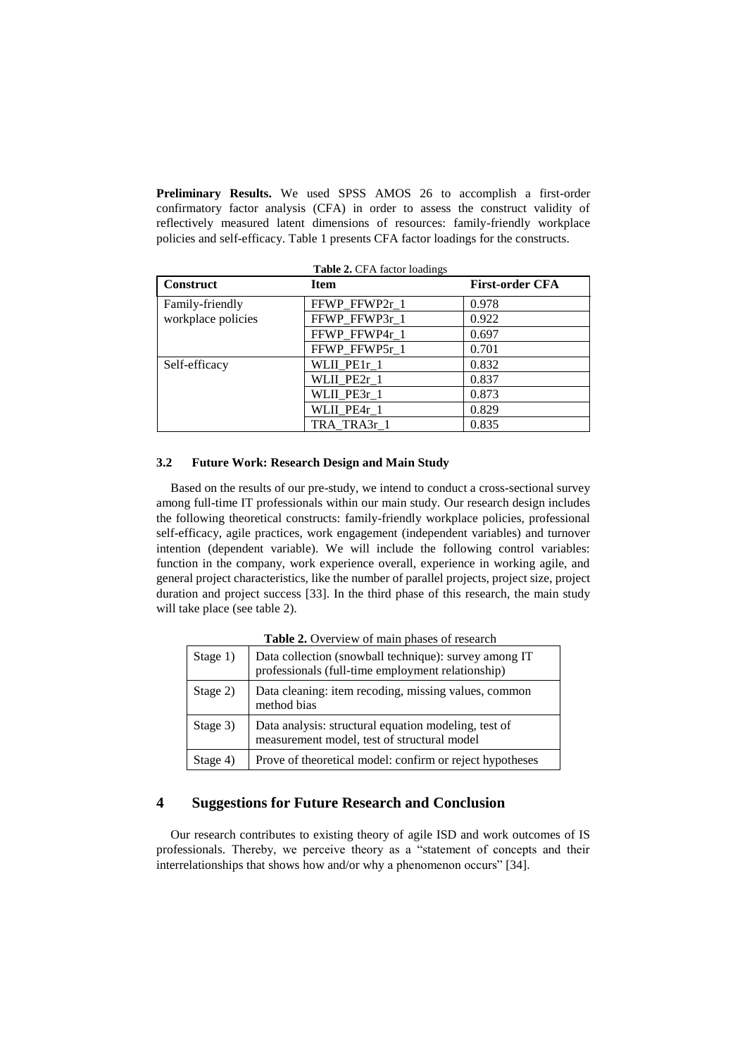**Preliminary Results.** We used SPSS AMOS 26 to accomplish a first-order confirmatory factor analysis (CFA) in order to assess the construct validity of reflectively measured latent dimensions of resources: family-friendly workplace policies and self-efficacy. Table 1 presents CFA factor loadings for the constructs.

**Table 2.** CFA factor loadings

| Construct | Item | First-order CFA |
|---|---|---|
| Family-friendly workplace policies | FFWP_FFWP2r_1 | 0.978 |
| | FFWP_FFWP3r_1 | 0.922 |
| | FFWP_FFWP4r_1 | 0.697 |
| | FFWP_FFWP5r_1 | 0.701 |
| Self-efficacy | WLII_PE1r_1 | 0.832 |
| | WLII_PE2r_1 | 0.837 |
| | WLII_PE3r_1 | 0.873 |
| | WLII_PE4r_1 | 0.829 |
| | TRA_TRA3r_1 | 0.835 |

### 3.2 Future Work: Research Design and Main Study

Based on the results of our pre-study, we intend to conduct a cross-sectional survey among full-time IT professionals within our main study. Our research design includes the following theoretical constructs: family-friendly workplace policies, professional self-efficacy, agile practices, work engagement (independent variables) and turnover intention (dependent variable). We will include the following control variables: function in the company, work experience overall, experience in working agile, and general project characteristics, like the number of parallel projects, project size, project duration and project success [33]. In the third phase of this research, the main study will take place (see table 2).

**Table 2.** Overview of main phases of research

| Stage | Description |
|---|---|
| Stage 1) | Data collection (snowball technique): survey among IT professionals (full-time employment relationship) |
| Stage 2) | Data cleaning: item recoding, missing values, common method bias |
| Stage 3) | Data analysis: structural equation modeling, test of measurement model, test of structural model |
| Stage 4) | Prove of theoretical model: confirm or reject hypotheses |

## 4 Suggestions for Future Research and Conclusion

Our research contributes to existing theory of agile ISD and work outcomes of IS professionals. Thereby, we perceive theory as a "statement of concepts and their interrelationships that shows how and/or why a phenomenon occurs" [34].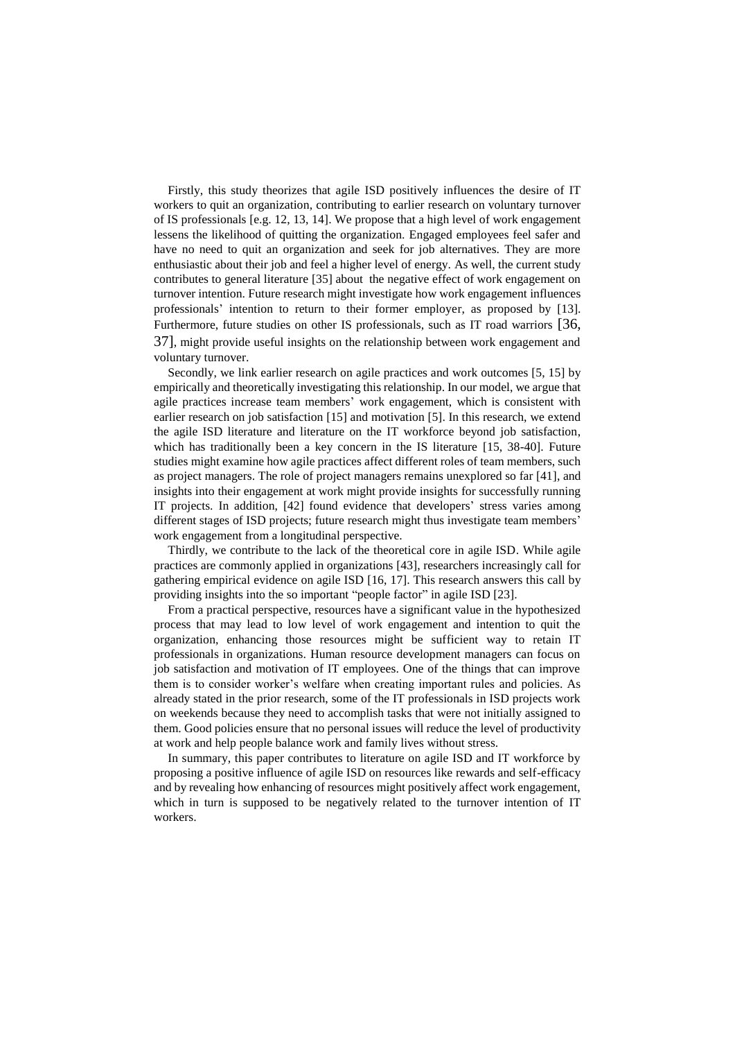Firstly, this study theorizes that agile ISD positively influences the desire of IT workers to quit an organization, contributing to earlier research on voluntary turnover of IS professionals [e.g. 12, 13, 14]. We propose that a high level of work engagement lessens the likelihood of quitting the organization. Engaged employees feel safer and have no need to quit an organization and seek for job alternatives. They are more enthusiastic about their job and feel a higher level of energy. As well, the current study contributes to general literature [35] about the negative effect of work engagement on turnover intention. Future research might investigate how work engagement influences professionals' intention to return to their former employer, as proposed by [13]. Furthermore, future studies on other IS professionals, such as IT road warriors [36, 37], might provide useful insights on the relationship between work engagement and voluntary turnover.

Secondly, we link earlier research on agile practices and work outcomes [5, 15] by empirically and theoretically investigating this relationship. In our model, we argue that agile practices increase team members' work engagement, which is consistent with earlier research on job satisfaction [15] and motivation [5]. In this research, we extend the agile ISD literature and literature on the IT workforce beyond job satisfaction, which has traditionally been a key concern in the IS literature [15, 38-40]. Future studies might examine how agile practices affect different roles of team members, such as project managers. The role of project managers remains unexplored so far [41], and insights into their engagement at work might provide insights for successfully running IT projects. In addition, [42] found evidence that developers' stress varies among different stages of ISD projects; future research might thus investigate team members' work engagement from a longitudinal perspective.

Thirdly, we contribute to the lack of the theoretical core in agile ISD. While agile practices are commonly applied in organizations [43], researchers increasingly call for gathering empirical evidence on agile ISD [16, 17]. This research answers this call by providing insights into the so important "people factor" in agile ISD [23].

From a practical perspective, resources have a significant value in the hypothesized process that may lead to low level of work engagement and intention to quit the organization, enhancing those resources might be sufficient way to retain IT professionals in organizations. Human resource development managers can focus on job satisfaction and motivation of IT employees. One of the things that can improve them is to consider worker's welfare when creating important rules and policies. As already stated in the prior research, some of the IT professionals in ISD projects work on weekends because they need to accomplish tasks that were not initially assigned to them. Good policies ensure that no personal issues will reduce the level of productivity at work and help people balance work and family lives without stress.

In summary, this paper contributes to literature on agile ISD and IT workforce by proposing a positive influence of agile ISD on resources like rewards and self-efficacy and by revealing how enhancing of resources might positively affect work engagement, which in turn is supposed to be negatively related to the turnover intention of IT workers.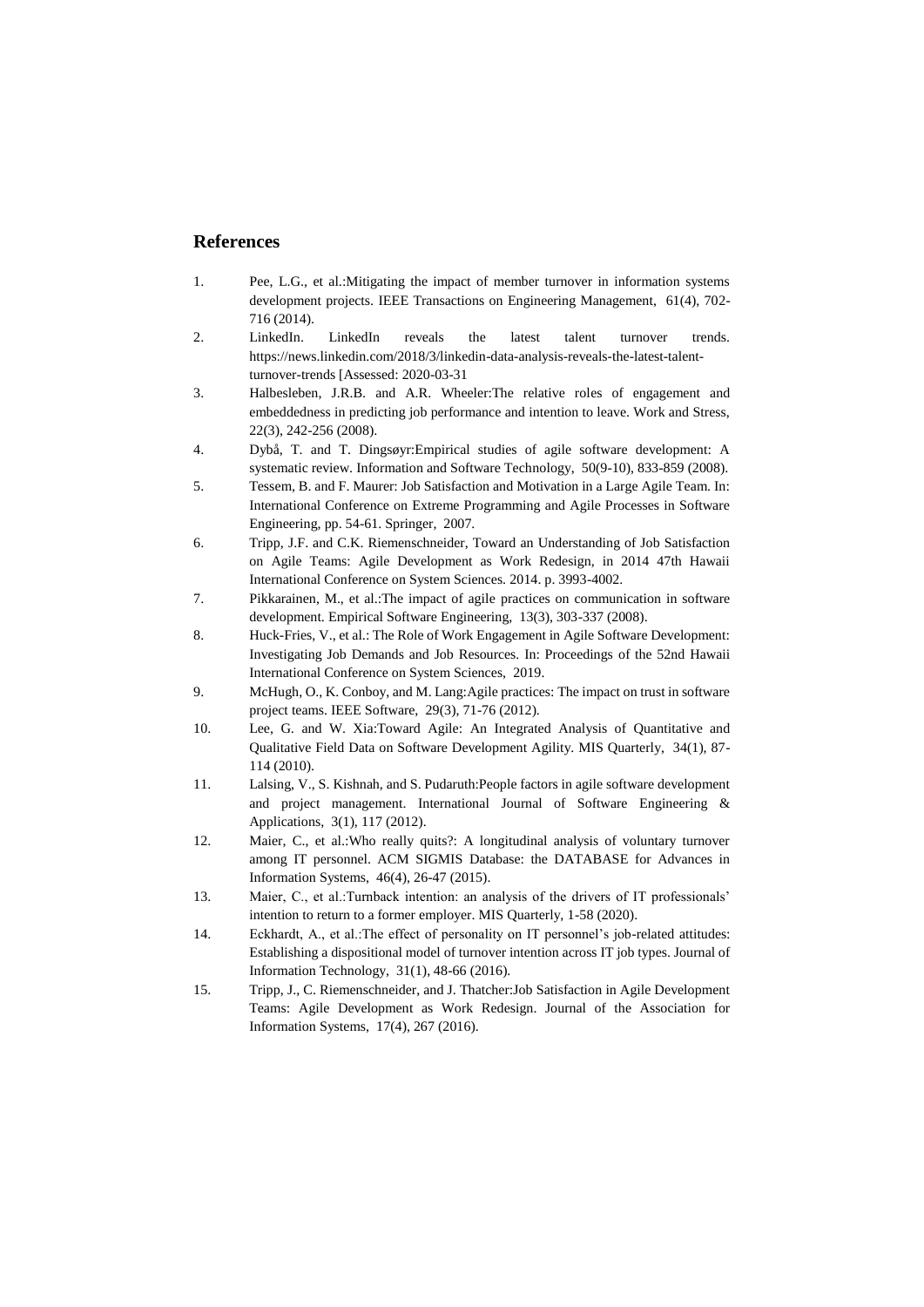## References

1. Pee, L.G., et al.:Mitigating the impact of member turnover in information systems development projects. IEEE Transactions on Engineering Management, 61(4), 702-716 (2014).
2. LinkedIn. LinkedIn reveals the latest talent turnover trends. https://news.linkedin.com/2018/3/linkedin-data-analysis-reveals-the-latest-talent-turnover-trends [Assessed: 2020-03-31
3. Halbesleben, J.R.B. and A.R. Wheeler:The relative roles of engagement and embeddedness in predicting job performance and intention to leave. Work and Stress, 22(3), 242-256 (2008).
4. Dybå, T. and T. Dingsøyr:Empirical studies of agile software development: A systematic review. Information and Software Technology, 50(9-10), 833-859 (2008).
5. Tessem, B. and F. Maurer: Job Satisfaction and Motivation in a Large Agile Team. In: International Conference on Extreme Programming and Agile Processes in Software Engineering, pp. 54-61. Springer, 2007.
6. Tripp, J.F. and C.K. Riemenschneider, Toward an Understanding of Job Satisfaction on Agile Teams: Agile Development as Work Redesign, in 2014 47th Hawaii International Conference on System Sciences. 2014. p. 3993-4002.
7. Pikkarainen, M., et al.:The impact of agile practices on communication in software development. Empirical Software Engineering, 13(3), 303-337 (2008).
8. Huck-Fries, V., et al.: The Role of Work Engagement in Agile Software Development: Investigating Job Demands and Job Resources. In: Proceedings of the 52nd Hawaii International Conference on System Sciences, 2019.
9. McHugh, O., K. Conboy, and M. Lang:Agile practices: The impact on trust in software project teams. IEEE Software, 29(3), 71-76 (2012).
10. Lee, G. and W. Xia:Toward Agile: An Integrated Analysis of Quantitative and Qualitative Field Data on Software Development Agility. MIS Quarterly, 34(1), 87-114 (2010).
11. Lalsing, V., S. Kishnah, and S. Pudaruth:People factors in agile software development and project management. International Journal of Software Engineering & Applications, 3(1), 117 (2012).
12. Maier, C., et al.:Who really quits?: A longitudinal analysis of voluntary turnover among IT personnel. ACM SIGMIS Database: the DATABASE for Advances in Information Systems, 46(4), 26-47 (2015).
13. Maier, C., et al.:Turnback intention: an analysis of the drivers of IT professionals' intention to return to a former employer. MIS Quarterly, 1-58 (2020).
14. Eckhardt, A., et al.:The effect of personality on IT personnel's job-related attitudes: Establishing a dispositional model of turnover intention across IT job types. Journal of Information Technology, 31(1), 48-66 (2016).
15. Tripp, J., C. Riemenschneider, and J. Thatcher:Job Satisfaction in Agile Development Teams: Agile Development as Work Redesign. Journal of the Association for Information Systems, 17(4), 267 (2016).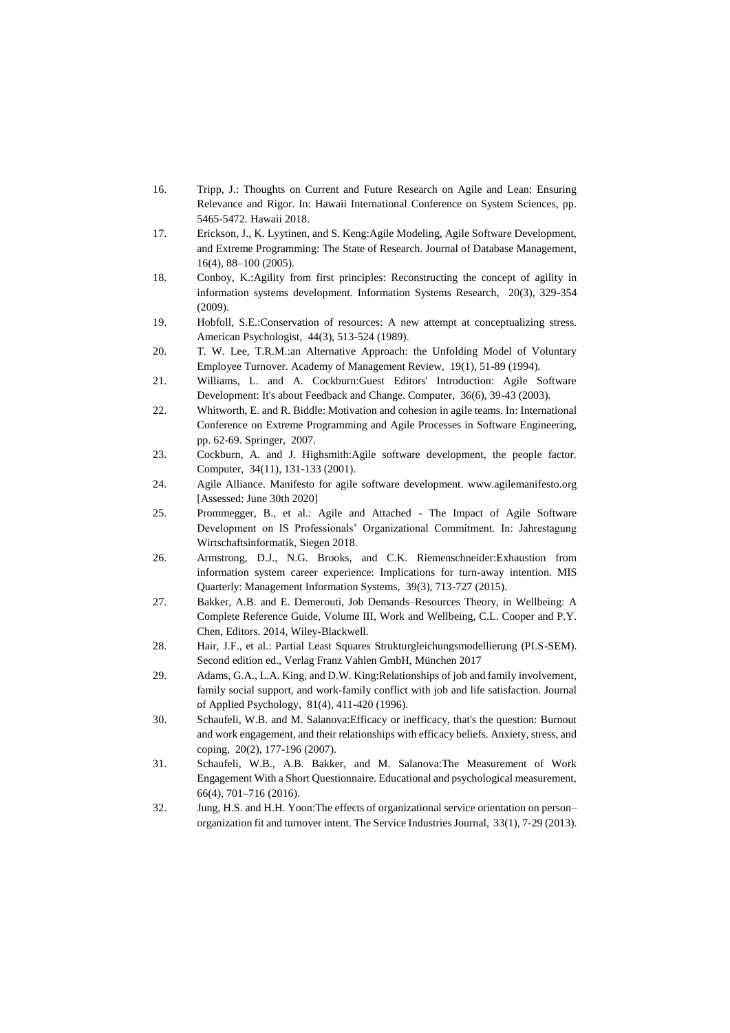16. Tripp, J.: Thoughts on Current and Future Research on Agile and Lean: Ensuring Relevance and Rigor. In: Hawaii International Conference on System Sciences, pp. 5465-5472. Hawaii 2018.
17. Erickson, J., K. Lyytinen, and S. Keng:Agile Modeling, Agile Software Development, and Extreme Programming: The State of Research. Journal of Database Management, 16(4), 88–100 (2005).
18. Conboy, K.:Agility from first principles: Reconstructing the concept of agility in information systems development. Information Systems Research, 20(3), 329-354 (2009).
19. Hobfoll, S.E.:Conservation of resources: A new attempt at conceptualizing stress. American Psychologist, 44(3), 513-524 (1989).
20. T. W. Lee, T.R.M.:an Alternative Approach: the Unfolding Model of Voluntary Employee Turnover. Academy of Management Review, 19(1), 51-89 (1994).
21. Williams, L. and A. Cockburn:Guest Editors' Introduction: Agile Software Development: It's about Feedback and Change. Computer, 36(6), 39-43 (2003).
22. Whitworth, E. and R. Biddle: Motivation and cohesion in agile teams. In: International Conference on Extreme Programming and Agile Processes in Software Engineering, pp. 62-69. Springer, 2007.
23. Cockburn, A. and J. Highsmith:Agile software development, the people factor. Computer, 34(11), 131-133 (2001).
24. Agile Alliance. Manifesto for agile software development. www.agilemanifesto.org [Assessed: June 30th 2020]
25. Prommegger, B., et al.: Agile and Attached - The Impact of Agile Software Development on IS Professionals' Organizational Commitment. In: Jahrestagung Wirtschaftsinformatik, Siegen 2018.
26. Armstrong, D.J., N.G. Brooks, and C.K. Riemenschneider:Exhaustion from information system career experience: Implications for turn-away intention. MIS Quarterly: Management Information Systems, 39(3), 713-727 (2015).
27. Bakker, A.B. and E. Demerouti, Job Demands–Resources Theory, in Wellbeing: A Complete Reference Guide, Volume III, Work and Wellbeing, C.L. Cooper and P.Y. Chen, Editors. 2014, Wiley-Blackwell.
28. Hair, J.F., et al.: Partial Least Squares Strukturgleichungsmodellierung (PLS-SEM). Second edition ed., Verlag Franz Vahlen GmbH, München 2017
29. Adams, G.A., L.A. King, and D.W. King:Relationships of job and family involvement, family social support, and work-family conflict with job and life satisfaction. Journal of Applied Psychology, 81(4), 411-420 (1996).
30. Schaufeli, W.B. and M. Salanova:Efficacy or inefficacy, that's the question: Burnout and work engagement, and their relationships with efficacy beliefs. Anxiety, stress, and coping, 20(2), 177-196 (2007).
31. Schaufeli, W.B., A.B. Bakker, and M. Salanova:The Measurement of Work Engagement With a Short Questionnaire. Educational and psychological measurement, 66(4), 701–716 (2016).
32. Jung, H.S. and H.H. Yoon:The effects of organizational service orientation on person–organization fit and turnover intent. The Service Industries Journal, 33(1), 7-29 (2013).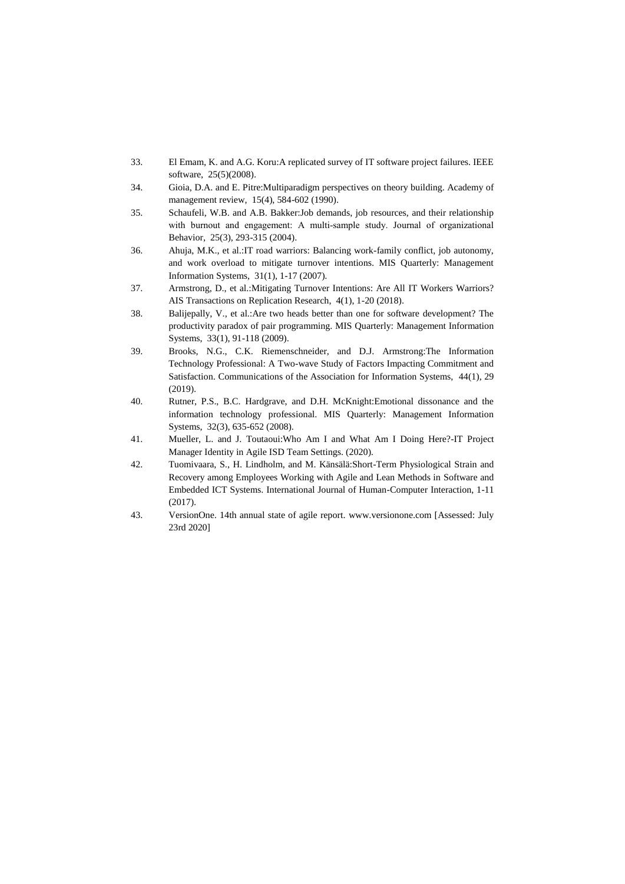33. El Emam, K. and A.G. Koru:A replicated survey of IT software project failures. IEEE software, 25(5)(2008).
34. Gioia, D.A. and E. Pitre:Multiparadigm perspectives on theory building. Academy of management review, 15(4), 584-602 (1990).
35. Schaufeli, W.B. and A.B. Bakker:Job demands, job resources, and their relationship with burnout and engagement: A multi-sample study. Journal of organizational Behavior, 25(3), 293-315 (2004).
36. Ahuja, M.K., et al.:IT road warriors: Balancing work-family conflict, job autonomy, and work overload to mitigate turnover intentions. MIS Quarterly: Management Information Systems, 31(1), 1-17 (2007).
37. Armstrong, D., et al.:Mitigating Turnover Intentions: Are All IT Workers Warriors? AIS Transactions on Replication Research, 4(1), 1-20 (2018).
38. Balijepally, V., et al.:Are two heads better than one for software development? The productivity paradox of pair programming. MIS Quarterly: Management Information Systems, 33(1), 91-118 (2009).
39. Brooks, N.G., C.K. Riemenschneider, and D.J. Armstrong:The Information Technology Professional: A Two-wave Study of Factors Impacting Commitment and Satisfaction. Communications of the Association for Information Systems, 44(1), 29 (2019).
40. Rutner, P.S., B.C. Hardgrave, and D.H. McKnight:Emotional dissonance and the information technology professional. MIS Quarterly: Management Information Systems, 32(3), 635-652 (2008).
41. Mueller, L. and J. Toutaoui:Who Am I and What Am I Doing Here?-IT Project Manager Identity in Agile ISD Team Settings. (2020).
42. Tuomivaara, S., H. Lindholm, and M. Känsälä:Short-Term Physiological Strain and Recovery among Employees Working with Agile and Lean Methods in Software and Embedded ICT Systems. International Journal of Human-Computer Interaction, 1-11 (2017).
43. VersionOne. 14th annual state of agile report. www.versionone.com [Assessed: July 23rd 2020]